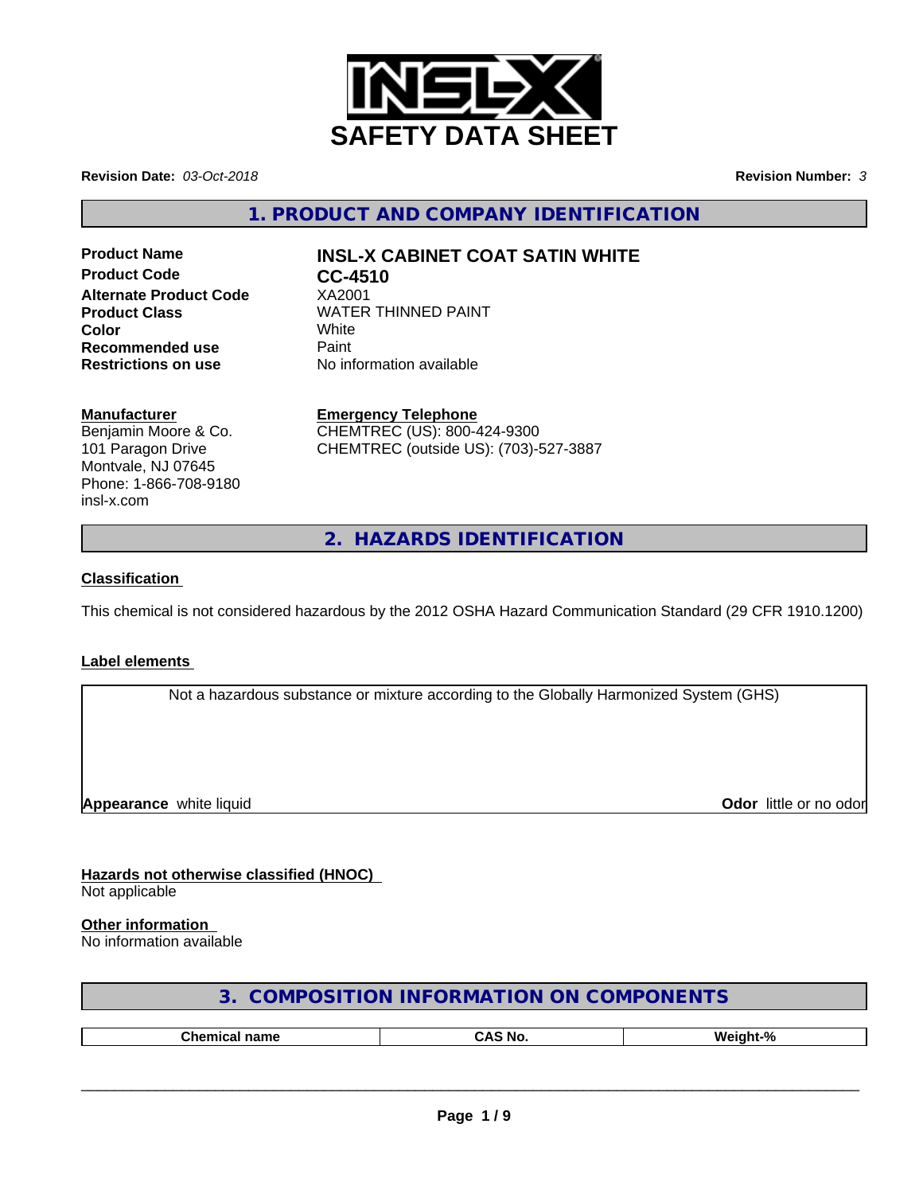# SAFETY DATA SHEET

**Revision Date:** *03-Oct-2018* **Revision Number:** *3*

## 1. PRODUCT AND COMPANY IDENTIFICATION

| | |
|---|---|
| **Product Name** | **INSL-X CABINET COAT SATIN WHITE** |
| **Product Code** | **CC-4510** |
| **Alternate Product Code** | XA2001 |
| **Product Class** | WATER THINNED PAINT |
| **Color** | White |
| **Recommended use** | Paint |
| **Restrictions on use** | No information available |

**Manufacturer**
Benjamin Moore & Co.
101 Paragon Drive
Montvale, NJ 07645
Phone: 1-866-708-9180
insl-x.com

**Emergency Telephone**
CHEMTREC (US): 800-424-9300
CHEMTREC (outside US): (703)-527-3887

## 2. HAZARDS IDENTIFICATION

**Classification**

This chemical is not considered hazardous by the 2012 OSHA Hazard Communication Standard (29 CFR 1910.1200)

**Label elements**

Not a hazardous substance or mixture according to the Globally Harmonized System (GHS)

**Appearance** white liquid **Odor** little or no odor

**Hazards not otherwise classified (HNOC)**
Not applicable

**Other information**
No information available

## 3. COMPOSITION INFORMATION ON COMPONENTS

| Chemical name | CAS No. | Weight-% |
|---|---|---|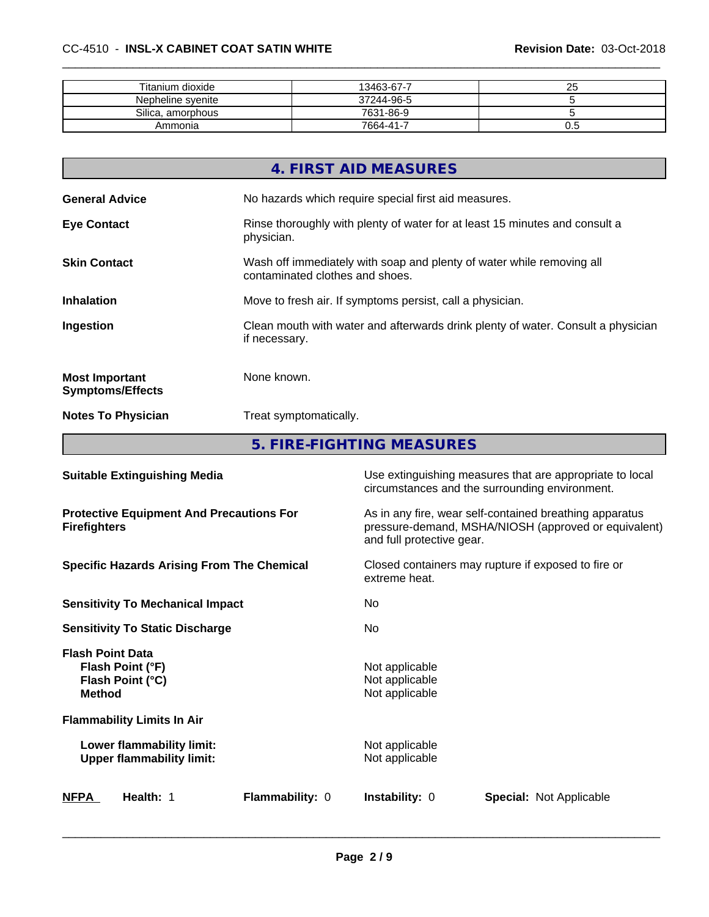| Titanium dioxide | 13463-67-7 | 25 |
|---|---|---|
| Nepheline syenite | 37244-96-5 | 5 |
| Silica, amorphous | 7631-86-9 | 5 |
| Ammonia | 7664-41-7 | 0.5 |

## 4. FIRST AID MEASURES

**General Advice** No hazards which require special first aid measures.

**Eye Contact** Rinse thoroughly with plenty of water for at least 15 minutes and consult a physician.

**Skin Contact** Wash off immediately with soap and plenty of water while removing all contaminated clothes and shoes.

**Inhalation** Move to fresh air. If symptoms persist, call a physician.

**Ingestion** Clean mouth with water and afterwards drink plenty of water. Consult a physician if necessary.

**Most Important Symptoms/Effects** None known.

**Notes To Physician** Treat symptomatically.

## 5. FIRE-FIGHTING MEASURES

**Suitable Extinguishing Media** Use extinguishing measures that are appropriate to local circumstances and the surrounding environment.

**Protective Equipment And Precautions For Firefighters** As in any fire, wear self-contained breathing apparatus pressure-demand, MSHA/NIOSH (approved or equivalent) and full protective gear.

**Specific Hazards Arising From The Chemical** Closed containers may rupture if exposed to fire or extreme heat.

**Sensitivity To Mechanical Impact** No

**Sensitivity To Static Discharge** No

**Flash Point Data**
- **Flash Point (°F)** Not applicable
- **Flash Point (°C)** Not applicable
- **Method** Not applicable

**Flammability Limits In Air**
- **Lower flammability limit:** Not applicable
- **Upper flammability limit:** Not applicable

| NFPA | Health: 1 | Flammability: 0 | Instability: 0 | Special: Not Applicable |
|---|---|---|---|---|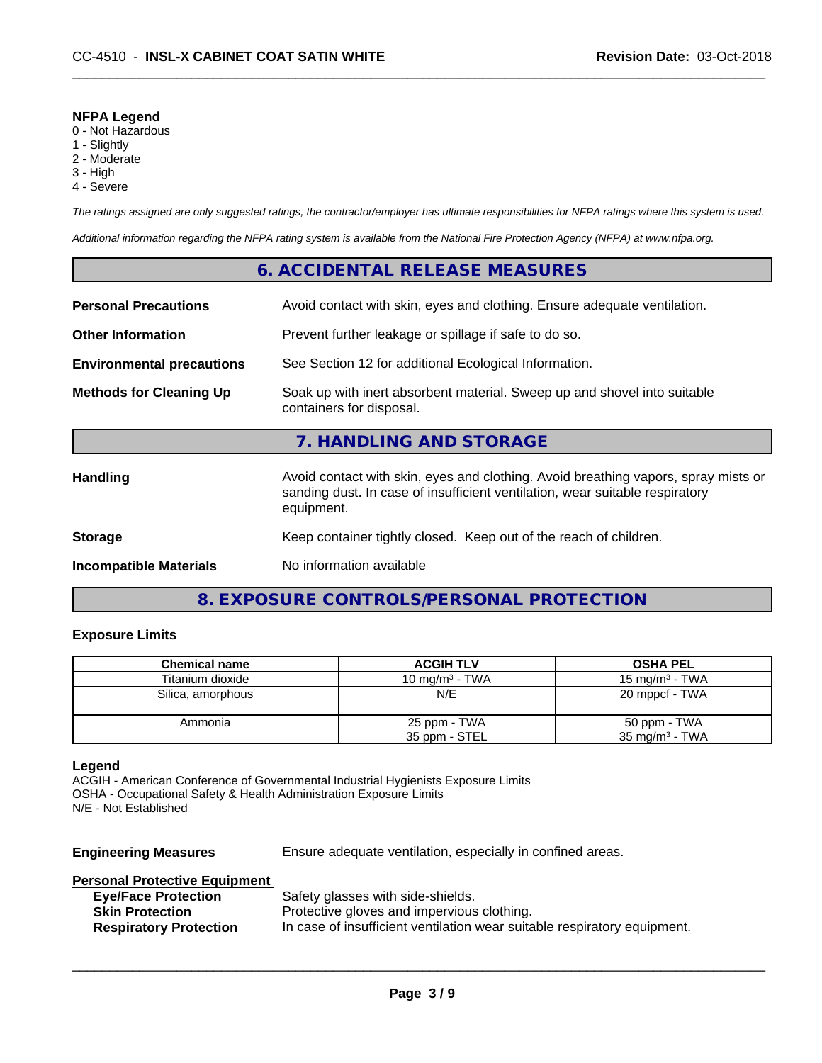**NFPA Legend**
0 - Not Hazardous
1 - Slightly
2 - Moderate
3 - High
4 - Severe

*The ratings assigned are only suggested ratings, the contractor/employer has ultimate responsibilities for NFPA ratings where this system is used.*

*Additional information regarding the NFPA rating system is available from the National Fire Protection Agency (NFPA) at www.nfpa.org.*

## 6. ACCIDENTAL RELEASE MEASURES

**Personal Precautions** Avoid contact with skin, eyes and clothing. Ensure adequate ventilation.

**Other Information** Prevent further leakage or spillage if safe to do so.

**Environmental precautions** See Section 12 for additional Ecological Information.

**Methods for Cleaning Up** Soak up with inert absorbent material. Sweep up and shovel into suitable containers for disposal.

## 7. HANDLING AND STORAGE

**Handling** Avoid contact with skin, eyes and clothing. Avoid breathing vapors, spray mists or sanding dust. In case of insufficient ventilation, wear suitable respiratory equipment.

**Storage** Keep container tightly closed. Keep out of the reach of children.

**Incompatible Materials** No information available

## 8. EXPOSURE CONTROLS/PERSONAL PROTECTION

### Exposure Limits

| Chemical name | ACGIH TLV | OSHA PEL |
|---|---|---|
| Titanium dioxide | 10 mg/m³ - TWA | 15 mg/m³ - TWA |
| Silica, amorphous | N/E | 20 mppcf - TWA |
| Ammonia | 25 ppm - TWA<br>35 ppm - STEL | 50 ppm - TWA<br>35 mg/m³ - TWA |

**Legend**
ACGIH - American Conference of Governmental Industrial Hygienists Exposure Limits
OSHA - Occupational Safety & Health Administration Exposure Limits
N/E - Not Established

**Engineering Measures** Ensure adequate ventilation, especially in confined areas.

**Personal Protective Equipment**

- **Eye/Face Protection** Safety glasses with side-shields.
- **Skin Protection** Protective gloves and impervious clothing.
- **Respiratory Protection** In case of insufficient ventilation wear suitable respiratory equipment.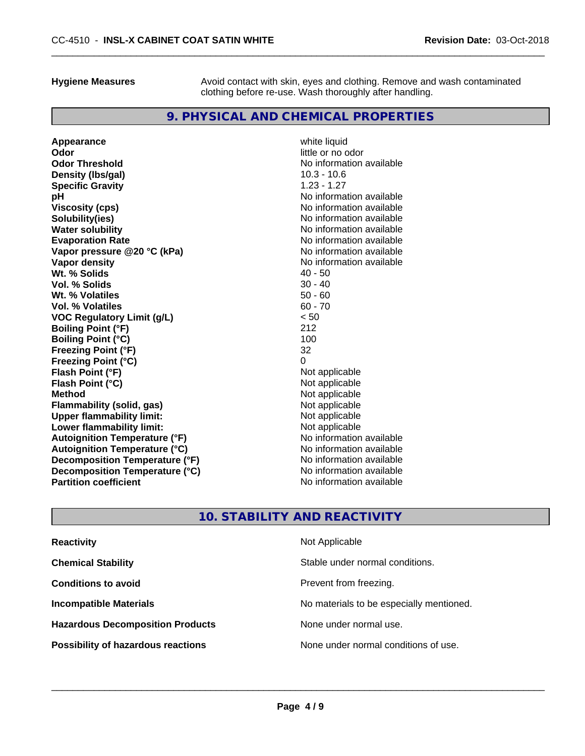**Hygiene Measures** Avoid contact with skin, eyes and clothing. Remove and wash contaminated clothing before re-use. Wash thoroughly after handling.

## 9. PHYSICAL AND CHEMICAL PROPERTIES

| Property | Value |
|---|---|
| **Appearance** | white liquid |
| **Odor** | little or no odor |
| **Odor Threshold** | No information available |
| **Density (lbs/gal)** | 10.3 - 10.6 |
| **Specific Gravity** | 1.23 - 1.27 |
| **pH** | No information available |
| **Viscosity (cps)** | No information available |
| **Solubility(ies)** | No information available |
| **Water solubility** | No information available |
| **Evaporation Rate** | No information available |
| **Vapor pressure @20 °C (kPa)** | No information available |
| **Vapor density** | No information available |
| **Wt. % Solids** | 40 - 50 |
| **Vol. % Solids** | 30 - 40 |
| **Wt. % Volatiles** | 50 - 60 |
| **Vol. % Volatiles** | 60 - 70 |
| **VOC Regulatory Limit (g/L)** | < 50 |
| **Boiling Point (°F)** | 212 |
| **Boiling Point (°C)** | 100 |
| **Freezing Point (°F)** | 32 |
| **Freezing Point (°C)** | 0 |
| **Flash Point (°F)** | Not applicable |
| **Flash Point (°C)** | Not applicable |
| **Method** | Not applicable |
| **Flammability (solid, gas)** | Not applicable |
| **Upper flammability limit:** | Not applicable |
| **Lower flammability limit:** | Not applicable |
| **Autoignition Temperature (°F)** | No information available |
| **Autoignition Temperature (°C)** | No information available |
| **Decomposition Temperature (°F)** | No information available |
| **Decomposition Temperature (°C)** | No information available |
| **Partition coefficient** | No information available |

## 10. STABILITY AND REACTIVITY

| Property | Value |
|---|---|
| **Reactivity** | Not Applicable |
| **Chemical Stability** | Stable under normal conditions. |
| **Conditions to avoid** | Prevent from freezing. |
| **Incompatible Materials** | No materials to be especially mentioned. |
| **Hazardous Decomposition Products** | None under normal use. |
| **Possibility of hazardous reactions** | None under normal conditions of use. |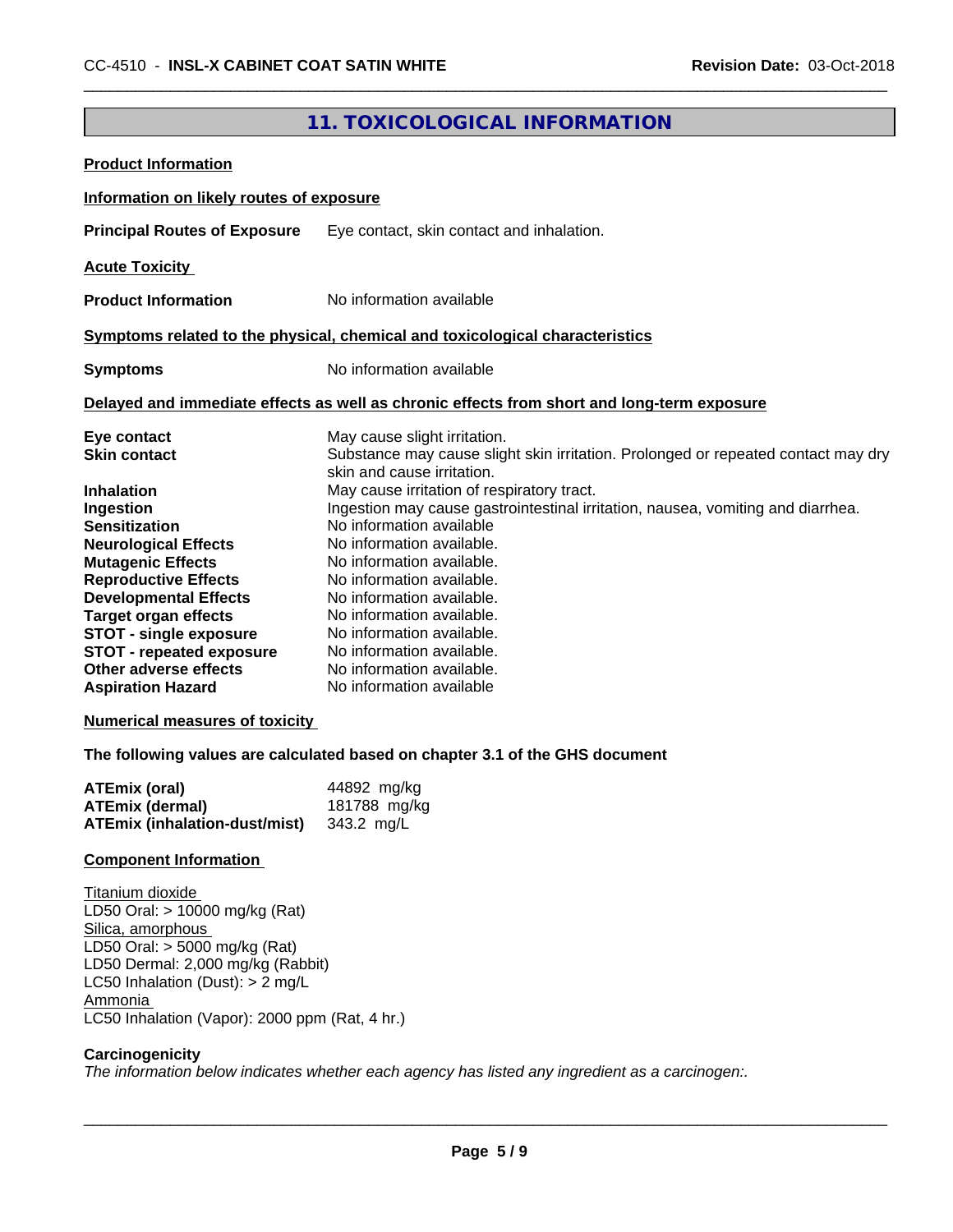## 11. TOXICOLOGICAL INFORMATION

**Product Information**

**Information on likely routes of exposure**

**Principal Routes of Exposure** Eye contact, skin contact and inhalation.

**Acute Toxicity**

**Product Information** No information available

**Symptoms related to the physical, chemical and toxicological characteristics**

**Symptoms** No information available

**Delayed and immediate effects as well as chronic effects from short and long-term exposure**

| | |
|---|---|
| **Eye contact** | May cause slight irritation. |
| **Skin contact** | Substance may cause slight skin irritation. Prolonged or repeated contact may dry skin and cause irritation. |
| **Inhalation** | May cause irritation of respiratory tract. |
| **Ingestion** | Ingestion may cause gastrointestinal irritation, nausea, vomiting and diarrhea. |
| **Sensitization** | No information available |
| **Neurological Effects** | No information available. |
| **Mutagenic Effects** | No information available. |
| **Reproductive Effects** | No information available. |
| **Developmental Effects** | No information available. |
| **Target organ effects** | No information available. |
| **STOT - single exposure** | No information available. |
| **STOT - repeated exposure** | No information available. |
| **Other adverse effects** | No information available. |
| **Aspiration Hazard** | No information available |

**Numerical measures of toxicity**

**The following values are calculated based on chapter 3.1 of the GHS document**

| | |
|---|---|
| **ATEmix (oral)** | 44892 mg/kg |
| **ATEmix (dermal)** | 181788 mg/kg |
| **ATEmix (inhalation-dust/mist)** | 343.2 mg/L |

**Component Information**

Titanium dioxide
LD50 Oral: > 10000 mg/kg (Rat)
Silica, amorphous
LD50 Oral: > 5000 mg/kg (Rat)
LD50 Dermal: 2,000 mg/kg (Rabbit)
LC50 Inhalation (Dust): > 2 mg/L
Ammonia
LC50 Inhalation (Vapor): 2000 ppm (Rat, 4 hr.)

**Carcinogenicity**

*The information below indicates whether each agency has listed any ingredient as a carcinogen:.*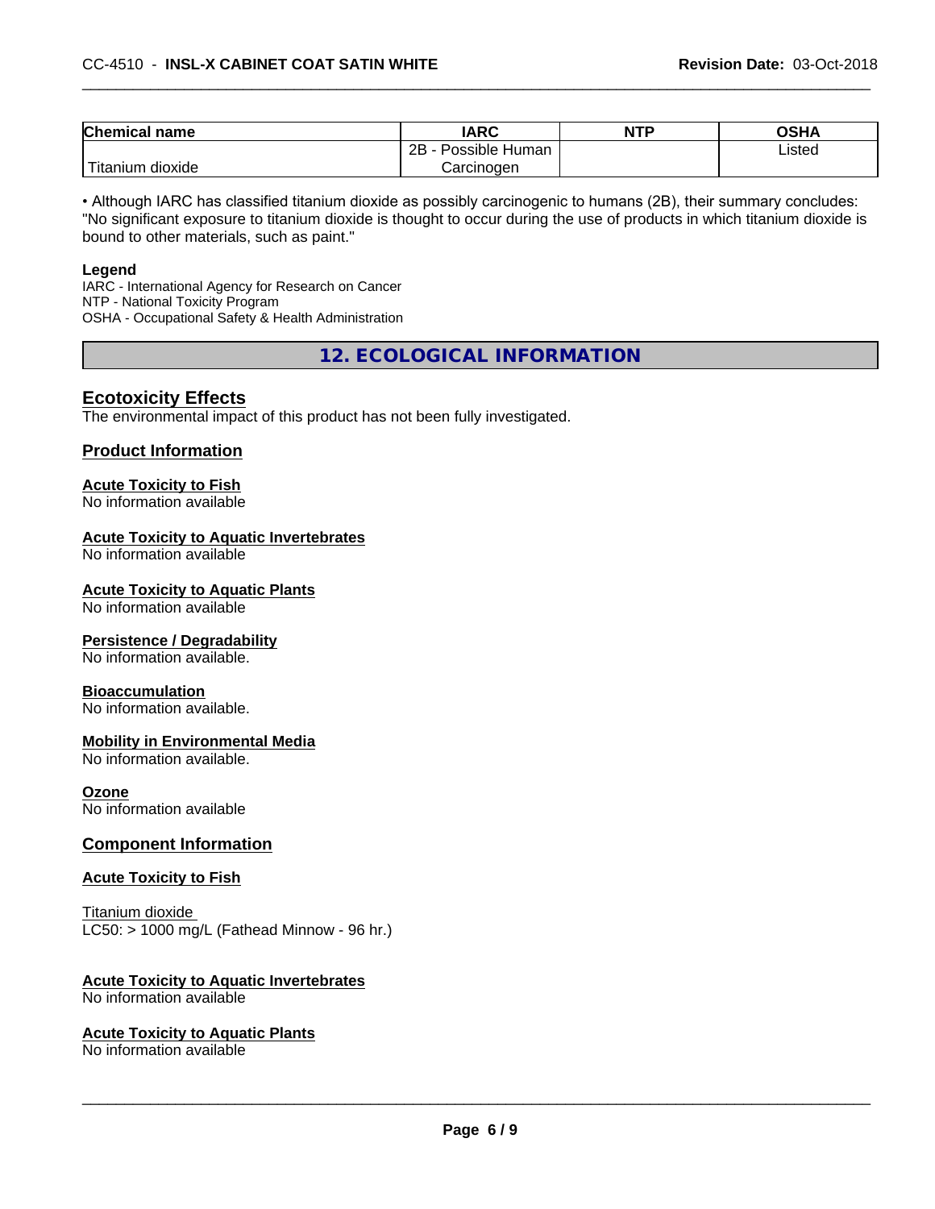| Chemical name | IARC | NTP | OSHA |
|---|---|---|---|
| Titanium dioxide | 2B - Possible Human Carcinogen | | Listed |

• Although IARC has classified titanium dioxide as possibly carcinogenic to humans (2B), their summary concludes: "No significant exposure to titanium dioxide is thought to occur during the use of products in which titanium dioxide is bound to other materials, such as paint."

**Legend**

IARC - International Agency for Research on Cancer
NTP - National Toxicity Program
OSHA - Occupational Safety & Health Administration

## 12. ECOLOGICAL INFORMATION

### Ecotoxicity Effects

The environmental impact of this product has not been fully investigated.

### Product Information

**Acute Toxicity to Fish**
No information available

**Acute Toxicity to Aquatic Invertebrates**
No information available

**Acute Toxicity to Aquatic Plants**
No information available

**Persistence / Degradability**
No information available.

**Bioaccumulation**
No information available.

**Mobility in Environmental Media**
No information available.

**Ozone**
No information available

### Component Information

**Acute Toxicity to Fish**

Titanium dioxide
LC50: > 1000 mg/L (Fathead Minnow - 96 hr.)

**Acute Toxicity to Aquatic Invertebrates**
No information available

**Acute Toxicity to Aquatic Plants**
No information available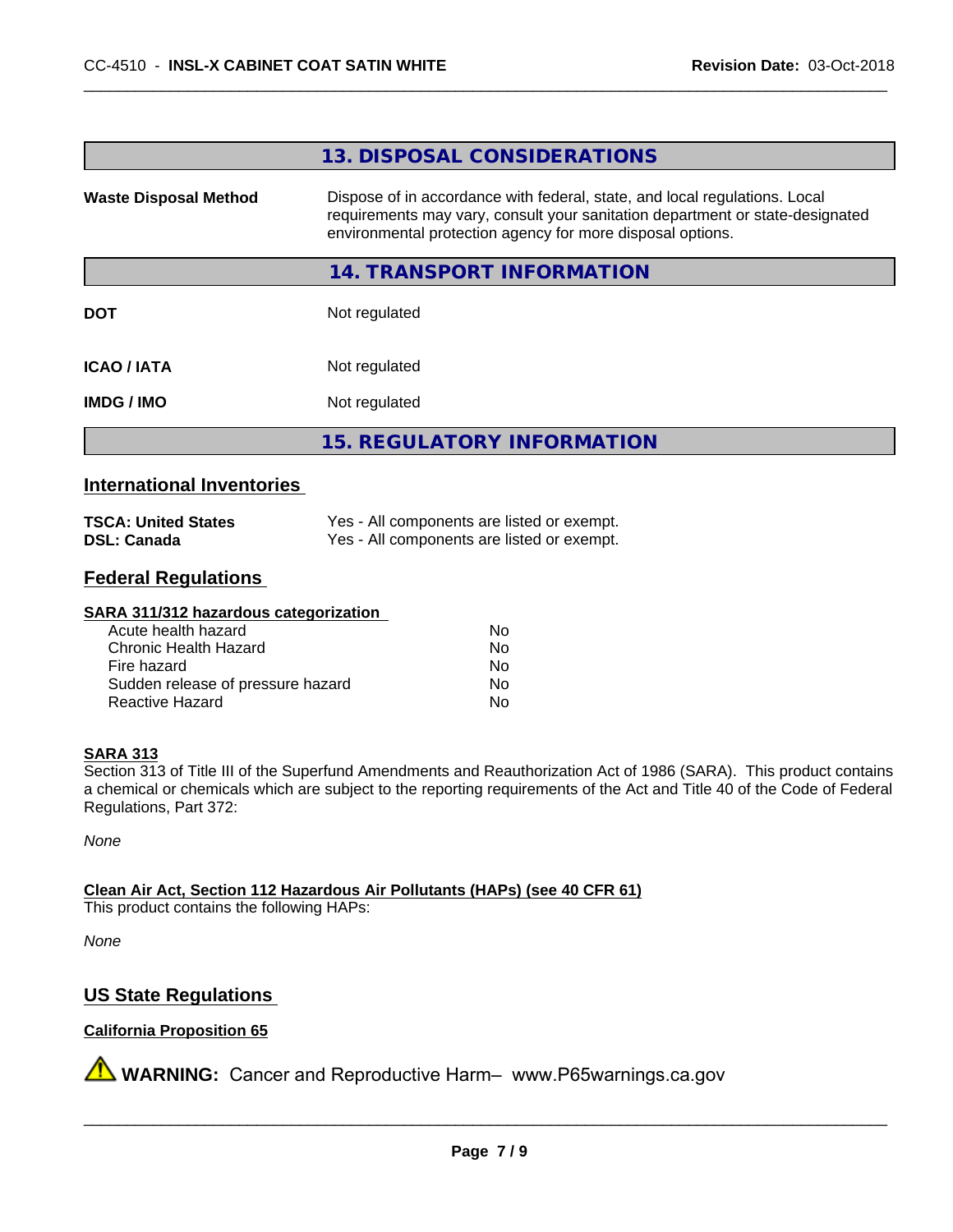## 13. DISPOSAL CONSIDERATIONS

| | |
|---|---|
| **Waste Disposal Method** | Dispose of in accordance with federal, state, and local regulations. Local requirements may vary, consult your sanitation department or state-designated environmental protection agency for more disposal options. |

## 14. TRANSPORT INFORMATION

| | |
|---|---|
| **DOT** | Not regulated |
| **ICAO / IATA** | Not regulated |
| **IMDG / IMO** | Not regulated |

## 15. REGULATORY INFORMATION

### International Inventories

| | |
|---|---|
| **TSCA: United States** | Yes - All components are listed or exempt. |
| **DSL: Canada** | Yes - All components are listed or exempt. |

### Federal Regulations

**SARA 311/312 hazardous categorization**

| | |
|---|---|
| Acute health hazard | No |
| Chronic Health Hazard | No |
| Fire hazard | No |
| Sudden release of pressure hazard | No |
| Reactive Hazard | No |

**SARA 313**

Section 313 of Title III of the Superfund Amendments and Reauthorization Act of 1986 (SARA). This product contains a chemical or chemicals which are subject to the reporting requirements of the Act and Title 40 of the Code of Federal Regulations, Part 372:

*None*

**Clean Air Act, Section 112 Hazardous Air Pollutants (HAPs) (see 40 CFR 61)**

This product contains the following HAPs:

*None*

### US State Regulations

**California Proposition 65**

⚠ **WARNING:** Cancer and Reproductive Harm– www.P65warnings.ca.gov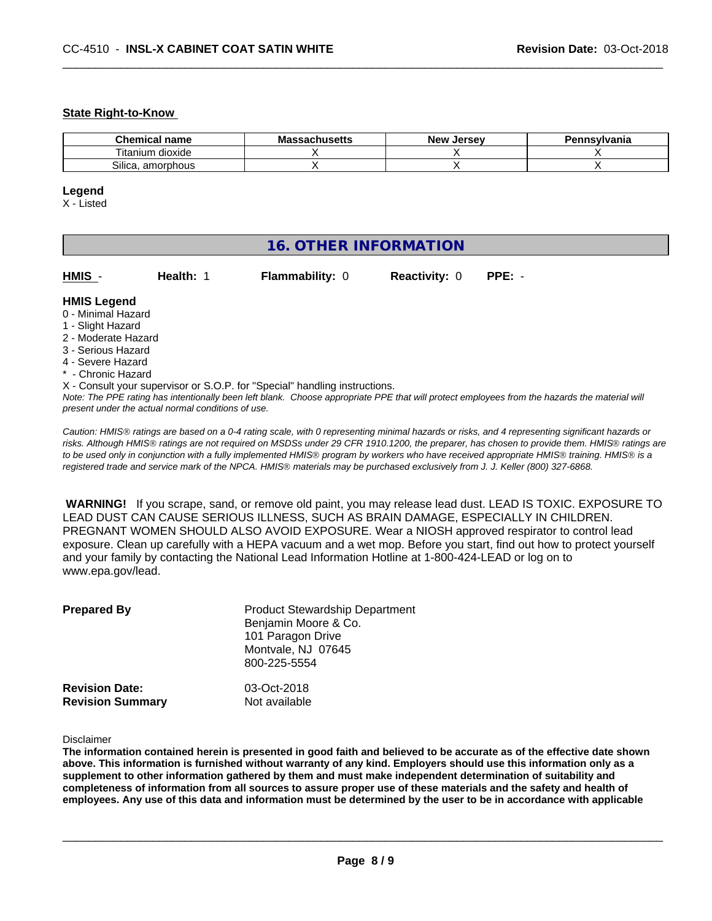### State Right-to-Know

| Chemical name | Massachusetts | New Jersey | Pennsylvania |
|---|---|---|---|
| Titanium dioxide | X | X | X |
| Silica, amorphous | X | X | X |

**Legend**

X - Listed

## 16. OTHER INFORMATION

| **HMIS** - | **Health:** 1 | **Flammability:** 0 | **Reactivity:** 0 | **PPE:** - |
|---|---|---|---|---|

**HMIS Legend**

0 - Minimal Hazard
1 - Slight Hazard
2 - Moderate Hazard
3 - Serious Hazard
4 - Severe Hazard
* - Chronic Hazard
X - Consult your supervisor or S.O.P. for "Special" handling instructions.

*Note: The PPE rating has intentionally been left blank. Choose appropriate PPE that will protect employees from the hazards the material will present under the actual normal conditions of use.*

*Caution: HMIS® ratings are based on a 0-4 rating scale, with 0 representing minimal hazards or risks, and 4 representing significant hazards or risks. Although HMIS® ratings are not required on MSDSs under 29 CFR 1910.1200, the preparer, has chosen to provide them. HMIS® ratings are to be used only in conjunction with a fully implemented HMIS® program by workers who have received appropriate HMIS® training. HMIS® is a registered trade and service mark of the NPCA. HMIS® materials may be purchased exclusively from J. J. Keller (800) 327-6868.*

**WARNING!** If you scrape, sand, or remove old paint, you may release lead dust. LEAD IS TOXIC. EXPOSURE TO LEAD DUST CAN CAUSE SERIOUS ILLNESS, SUCH AS BRAIN DAMAGE, ESPECIALLY IN CHILDREN. PREGNANT WOMEN SHOULD ALSO AVOID EXPOSURE. Wear a NIOSH approved respirator to control lead exposure. Clean up carefully with a HEPA vacuum and a wet mop. Before you start, find out how to protect yourself and your family by contacting the National Lead Information Hotline at 1-800-424-LEAD or log on to www.epa.gov/lead.

**Prepared By**
Product Stewardship Department
Benjamin Moore & Co.
101 Paragon Drive
Montvale, NJ 07645
800-225-5554

**Revision Date:** 03-Oct-2018
**Revision Summary** Not available

Disclaimer

**The information contained herein is presented in good faith and believed to be accurate as of the effective date shown above. This information is furnished without warranty of any kind. Employers should use this information only as a supplement to other information gathered by them and must make independent determination of suitability and completeness of information from all sources to assure proper use of these materials and the safety and health of employees. Any use of this data and information must be determined by the user to be in accordance with applicable**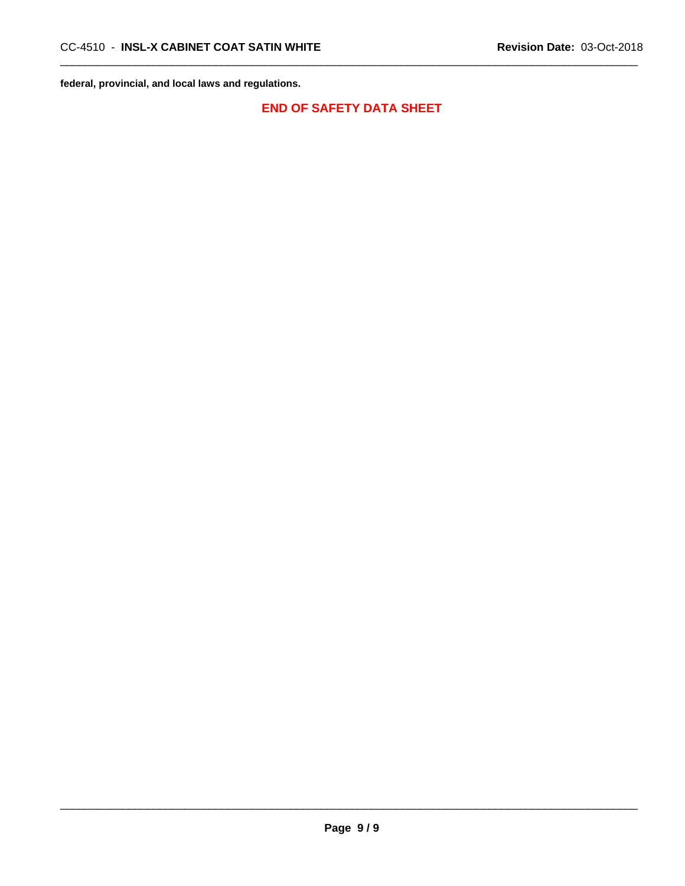**federal, provincial, and local laws and regulations.**

**END OF SAFETY DATA SHEET**